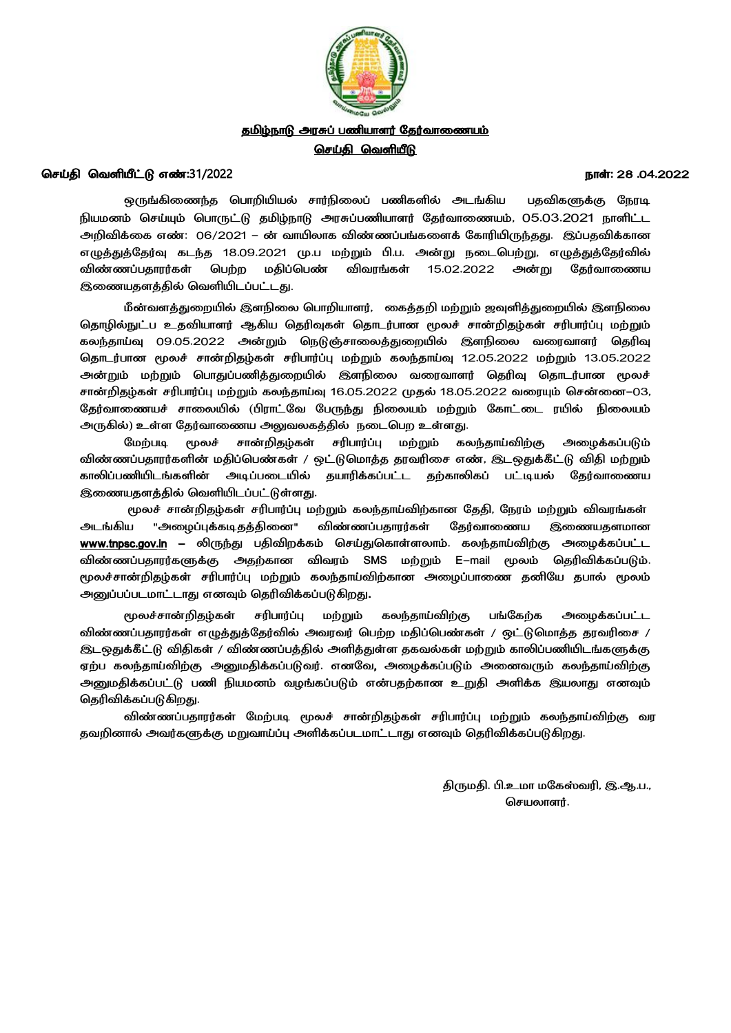**தமிழ்நாடு அரசுப் பணியாளர் தேர்வாணையம்**

**செய்தி வெளியீடு**

**செய்தி வெளியீட்டு எண்:31/2022** **நாள்: 28 .04.2022**

ஒருங்கிணைந்த பொறியியல் சார்நிலைப் பணிகளில் அடங்கிய பதவிகளுக்கு நேரடி நியமனம் செய்யும் பொருட்டு தமிழ்நாடு அரசுப்பணியாளர் தேர்வாணையம், 05.03.2021 நாளிட்ட அறிவிக்கை எண்: 06/2021 – ன் வாயிலாக விண்ணப்பங்களைக் கோரியிருந்தது. இப்பதவிக்கான எழுத்துத்தேர்வு கடந்த 18.09.2021 மு.ப மற்றும் பி.ப. அன்று நடைபெற்று, எழுத்துத்தேர்வில் விண்ணப்பதாரர்கள் பெற்ற மதிப்பெண் விவரங்கள் 15.02.2022 அன்று தேர்வாணைய இணையதளத்தில் வெளியிடப்பட்டது.

மீன்வளத்துறையில் இளநிலை பொறியாளர், கைத்தறி மற்றும் ஜவுளித்துறையில் இளநிலை தொழில்நுட்ப உதவியாளர் ஆகிய தெரிவுகள் தொடர்பான மூலச் சான்றிதழ்கள் சரிபார்ப்பு மற்றும் கலந்தாய்வு 09.05.2022 அன்றும் நெடுஞ்சாலைத்துறையில் இளநிலை வரைவாளர் தெரிவு தொடர்பான மூலச் சான்றிதழ்கள் சரிபார்ப்பு மற்றும் கலந்தாய்வு 12.05.2022 மற்றும் 13.05.2022 அன்றும் மற்றும் பொதுப்பணித்துறையில் இளநிலை வரைவாளர் தெரிவு தொடர்பான மூலச் சான்றிதழ்கள் சரிபார்ப்பு மற்றும் கலந்தாய்வு 16.05.2022 முதல் 18.05.2022 வரையும் சென்னை–03, தேர்வாணையச் சாலையில் (பிராட்வே பேருந்து நிலையம் மற்றும் கோட்டை ரயில் நிலையம் அருகில்) உள்ள தேர்வாணைய அலுவலகத்தில் நடைபெற உள்ளது.

மேற்படி மூலச் சான்றிதழ்கள் சரிபார்ப்பு மற்றும் கலந்தாய்விற்கு அழைக்கப்படும் விண்ணப்பதாரர்களின் மதிப்பெண்கள் / ஒட்டுமொத்த தரவரிசை எண், இடஒதுக்கீட்டு விதி மற்றும் காலிப்பணியிடங்களின் அடிப்படையில் தயாரிக்கப்பட்ட தற்காலிகப் பட்டியல் தேர்வாணைய இணையதளத்தில் வெளியிடப்பட்டுள்ளது.

மூலச் சான்றிதழ்கள் சரிபார்ப்பு மற்றும் கலந்தாய்விற்கான தேதி, நேரம் மற்றும் விவரங்கள் அடங்கிய "அழைப்புக்கடிதத்தினை" விண்ணப்பதாரர்கள் தேர்வாணைய இணையதளமான **www.tnpsc.gov.in** – லிருந்து பதிவிறக்கம் செய்துகொள்ளலாம். கலந்தாய்விற்கு அழைக்கப்பட்ட விண்ணப்பதாரர்களுக்கு அதற்கான விவரம் SMS மற்றும் E–mail மூலம் தெரிவிக்கப்படும். மூலச்சான்றிதழ்கள் சரிபார்ப்பு மற்றும் கலந்தாய்விற்கான அழைப்பாணை தனியே தபால் மூலம் அனுப்பப்படமாட்டாது எனவும் தெரிவிக்கப்படுகிறது.

மூலச்சான்றிதழ்கள் சரிபார்ப்பு மற்றும் கலந்தாய்விற்கு பங்கேற்க அழைக்கப்பட்ட விண்ணப்பதாரர்கள் எழுத்துத்தேர்வில் அவரவர் பெற்ற மதிப்பெண்கள் / ஒட்டுமொத்த தரவரிசை / இடஒதுக்கீட்டு விதிகள் / விண்ணப்பத்தில் அளித்துள்ள தகவல்கள் மற்றும் காலிப்பணியிடங்களுக்கு ஏற்ப கலந்தாய்விற்கு அனுமதிக்கப்படுவர். எனவே, அழைக்கப்படும் அனைவரும் கலந்தாய்விற்கு அனுமதிக்கப்பட்டு பணி நியமனம் வழங்கப்படும் என்பதற்கான உறுதி அளிக்க இயலாது எனவும் தெரிவிக்கப்படுகிறது.

விண்ணப்பதாரர்கள் மேற்படி மூலச் சான்றிதழ்கள் சரிபார்ப்பு மற்றும் கலந்தாய்விற்கு வர தவறினால் அவர்களுக்கு மறுவாய்ப்பு அளிக்கப்படமாட்டாது எனவும் தெரிவிக்கப்படுகிறது.

திருமதி. பி.உமா மகேஸ்வரி, இ.ஆ.ப.,
செயலாளர்.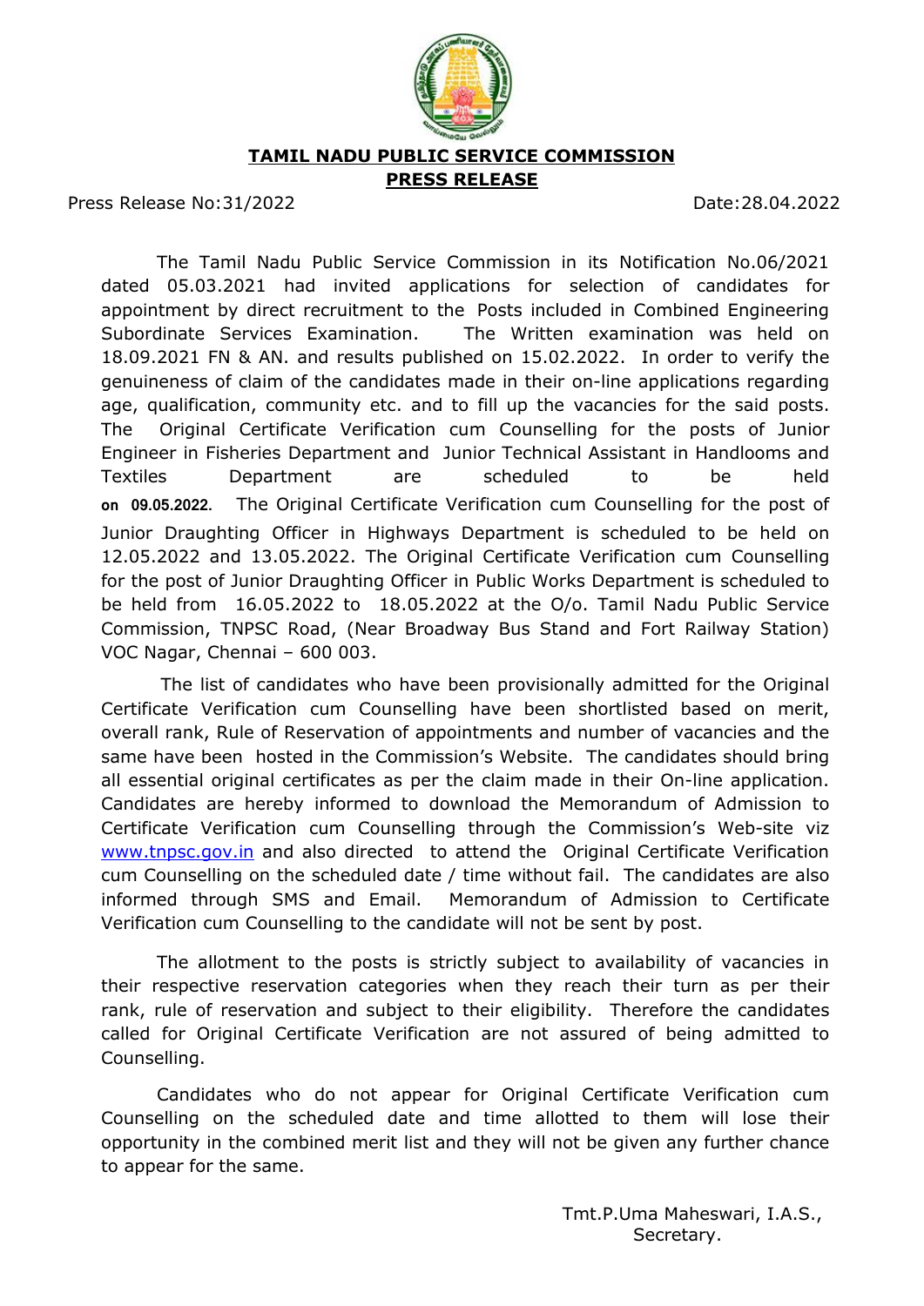**TAMIL NADU PUBLIC SERVICE COMMISSION**

**PRESS RELEASE**

Press Release No:31/2022 Date:28.04.2022

The Tamil Nadu Public Service Commission in its Notification No.06/2021 dated 05.03.2021 had invited applications for selection of candidates for appointment by direct recruitment to the Posts included in Combined Engineering Subordinate Services Examination. The Written examination was held on 18.09.2021 FN & AN. and results published on 15.02.2022. In order to verify the genuineness of claim of the candidates made in their on-line applications regarding age, qualification, community etc. and to fill up the vacancies for the said posts. The Original Certificate Verification cum Counselling for the posts of Junior Engineer in Fisheries Department and Junior Technical Assistant in Handlooms and Textiles Department are scheduled to be held **on 09.05.2022**. The Original Certificate Verification cum Counselling for the post of Junior Draughting Officer in Highways Department is scheduled to be held on 12.05.2022 and 13.05.2022. The Original Certificate Verification cum Counselling for the post of Junior Draughting Officer in Public Works Department is scheduled to be held from 16.05.2022 to 18.05.2022 at the O/o. Tamil Nadu Public Service Commission, TNPSC Road, (Near Broadway Bus Stand and Fort Railway Station) VOC Nagar, Chennai – 600 003.

The list of candidates who have been provisionally admitted for the Original Certificate Verification cum Counselling have been shortlisted based on merit, overall rank, Rule of Reservation of appointments and number of vacancies and the same have been hosted in the Commission's Website. The candidates should bring all essential original certificates as per the claim made in their On-line application. Candidates are hereby informed to download the Memorandum of Admission to Certificate Verification cum Counselling through the Commission's Web-site viz www.tnpsc.gov.in and also directed to attend the Original Certificate Verification cum Counselling on the scheduled date / time without fail. The candidates are also informed through SMS and Email. Memorandum of Admission to Certificate Verification cum Counselling to the candidate will not be sent by post.

The allotment to the posts is strictly subject to availability of vacancies in their respective reservation categories when they reach their turn as per their rank, rule of reservation and subject to their eligibility. Therefore the candidates called for Original Certificate Verification are not assured of being admitted to Counselling.

Candidates who do not appear for Original Certificate Verification cum Counselling on the scheduled date and time allotted to them will lose their opportunity in the combined merit list and they will not be given any further chance to appear for the same.

Tmt.P.Uma Maheswari, I.A.S.,
Secretary.